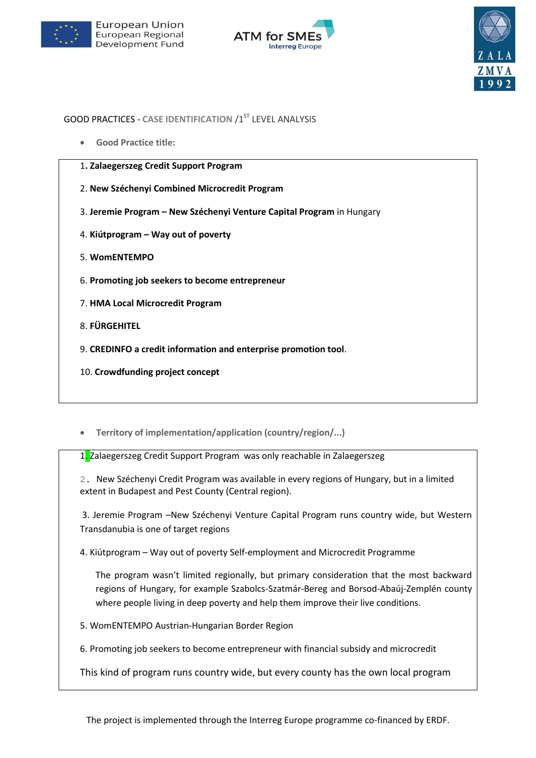European Union
European Regional
Development Fund

ATM for SMEs
Interreg Europe

ZALA
ZMVA
1992

GOOD PRACTICES - CASE IDENTIFICATION /1[ST] LEVEL ANALYSIS

- **Good Practice title:**

1. **Zalaegerszeg Credit Support Program**
2. **New Széchenyi Combined Microcredit Program**
3. **Jeremie Program – New Széchenyi Venture Capital Program** in Hungary
4. **Kiútprogram – Way out of poverty**
5. **WomENTEMPO**
6. **Promoting job seekers to become entrepreneur**
7. **HMA Local Microcredit Program**
8. **FÜRGEHITEL**
9. **CREDINFO a credit information and enterprise promotion tool**.
10. **Crowdfunding project concept**

- **Territory of implementation/application (country/region/...)**

1. Zalaegerszeg Credit Support Program was only reachable in Zalaegerszeg

2. New Széchenyi Credit Program was available in every regions of Hungary, but in a limited extent in Budapest and Pest County (Central region).

3. Jeremie Program –New Széchenyi Venture Capital Program runs country wide, but Western Transdanubia is one of target regions

4. Kiútprogram – Way out of poverty Self-employment and Microcredit Programme

   The program wasn't limited regionally, but primary consideration that the most backward regions of Hungary, for example Szabolcs-Szatmár-Bereg and Borsod-Abaúj-Zemplén county where people living in deep poverty and help them improve their live conditions.

5. WomENTEMPO Austrian-Hungarian Border Region

6. Promoting job seekers to become entrepreneur with financial subsidy and microcredit

This kind of program runs country wide, but every county has the own local program

The project is implemented through the Interreg Europe programme co-financed by ERDF.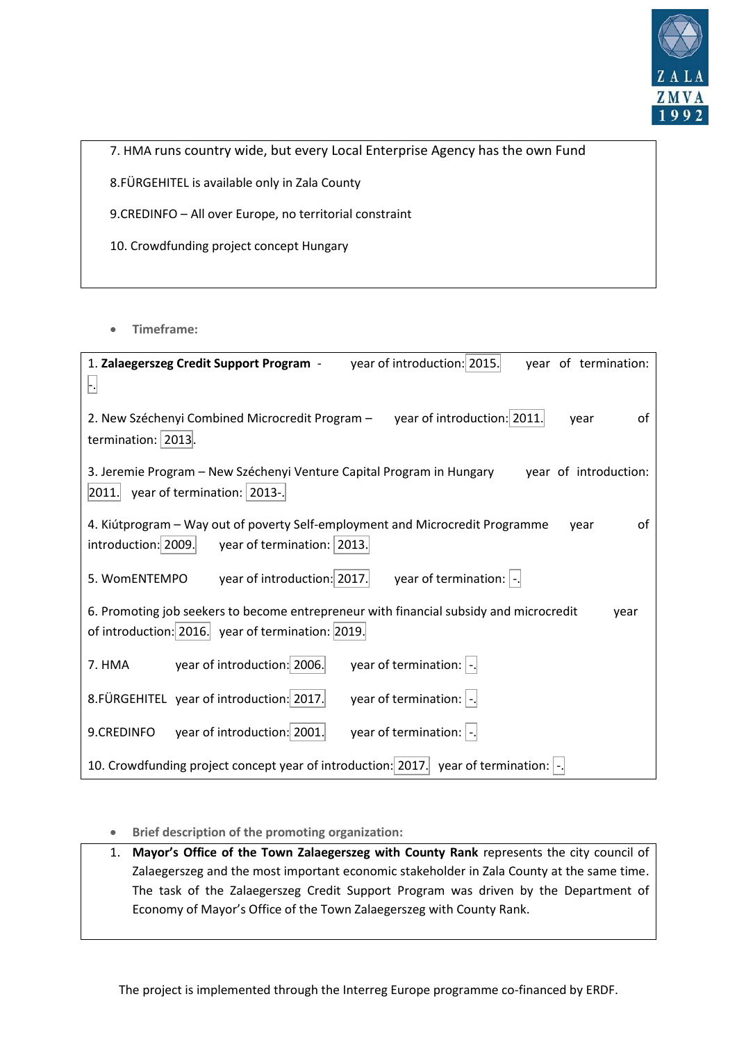7. HMA runs country wide, but every Local Enterprise Agency has the own Fund

8.FÜRGEHITEL is available only in Zala County

9.CREDINFO – All over Europe, no territorial constraint

10. Crowdfunding project concept Hungary

- **Timeframe:**

1. **Zalaegerszeg Credit Support Program** - year of introduction: 2015. year of termination: -.

2. New Széchenyi Combined Microcredit Program – year of introduction: 2011. year of termination: 2013.

3. Jeremie Program – New Széchenyi Venture Capital Program in Hungary year of introduction: 2011. year of termination: 2013-.

4. Kiútprogram – Way out of poverty Self-employment and Microcredit Programme year of introduction: 2009. year of termination: 2013.

5. WomENTEMPO year of introduction: 2017. year of termination: -.

6. Promoting job seekers to become entrepreneur with financial subsidy and microcredit year of introduction: 2016. year of termination: 2019.

7. HMA year of introduction: 2006. year of termination: -.

8.FÜRGEHITEL year of introduction: 2017. year of termination: -.

9.CREDINFO year of introduction: 2001. year of termination: -.

10. Crowdfunding project concept year of introduction: 2017. year of termination: -.

- **Brief description of the promoting organization:**

1. **Mayor's Office of the Town Zalaegerszeg with County Rank** represents the city council of Zalaegerszeg and the most important economic stakeholder in Zala County at the same time. The task of the Zalaegerszeg Credit Support Program was driven by the Department of Economy of Mayor's Office of the Town Zalaegerszeg with County Rank.

The project is implemented through the Interreg Europe programme co-financed by ERDF.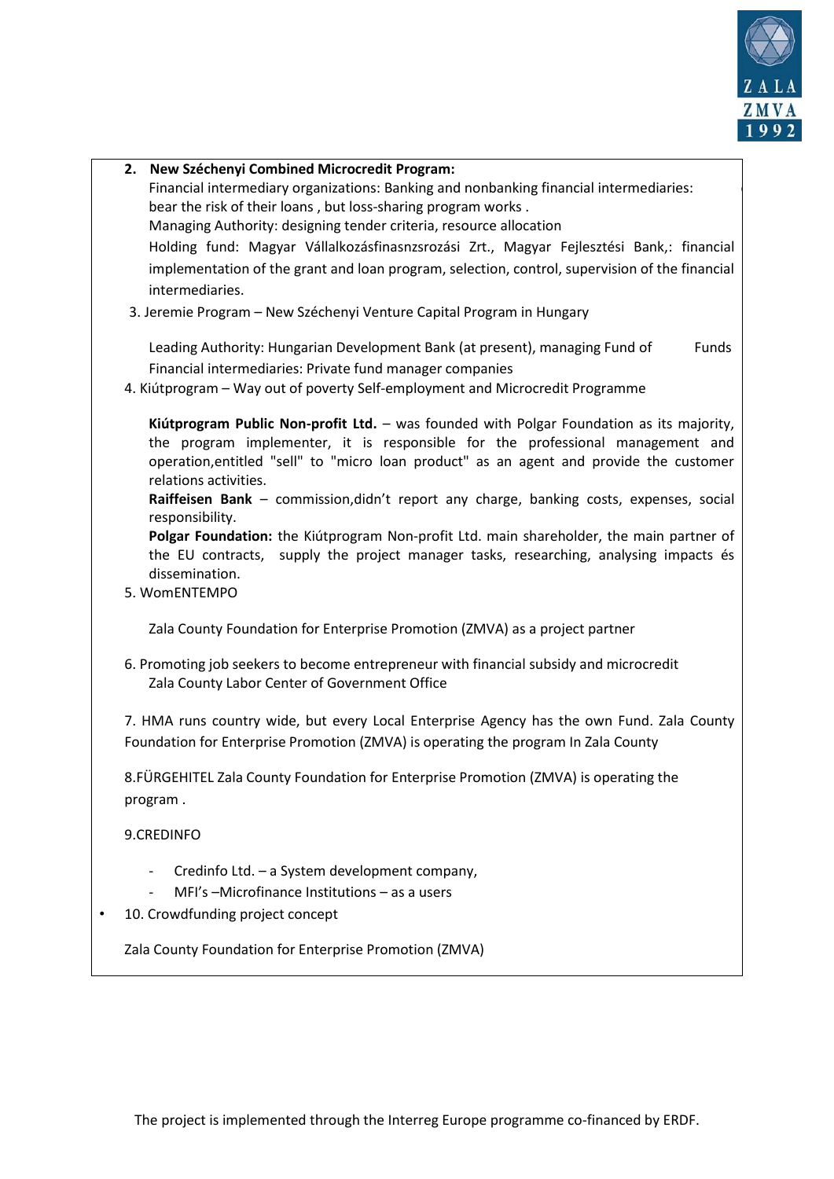2. **New Széchenyi Combined Microcredit Program:**

   Financial intermediary organizations: Banking and nonbanking financial intermediaries: bear the risk of their loans , but loss-sharing program works .

   Managing Authority: designing tender criteria, resource allocation

   Holding fund: Magyar Vállalkozásfinasnzsrozási Zrt., Magyar Fejlesztési Bank,: financial implementation of the grant and loan program, selection, control, supervision of the financial intermediaries.

3. Jeremie Program – New Széchenyi Venture Capital Program in Hungary

   Leading Authority: Hungarian Development Bank (at present), managing Fund of Funds

   Financial intermediaries: Private fund manager companies

4. Kiútprogram – Way out of poverty Self-employment and Microcredit Programme

   **Kiútprogram Public Non-profit Ltd.** – was founded with Polgar Foundation as its majority, the program implementer, it is responsible for the professional management and operation,entitled "sell" to "micro loan product" as an agent and provide the customer relations activities.

   **Raiffeisen Bank** – commission,didn't report any charge, banking costs, expenses, social responsibility.

   **Polgar Foundation:** the Kiútprogram Non-profit Ltd. main shareholder, the main partner of the EU contracts, supply the project manager tasks, researching, analysing impacts és dissemination.

5. WomENTEMPO

   Zala County Foundation for Enterprise Promotion (ZMVA) as a project partner

6. Promoting job seekers to become entrepreneur with financial subsidy and microcredit

   Zala County Labor Center of Government Office

7. HMA runs country wide, but every Local Enterprise Agency has the own Fund. Zala County Foundation for Enterprise Promotion (ZMVA) is operating the program In Zala County

8.FÜRGEHITEL Zala County Foundation for Enterprise Promotion (ZMVA) is operating the program .

9.CREDINFO

- Credinfo Ltd. – a System development company,
- MFI's –Microfinance Institutions – as a users

- 10. Crowdfunding project concept

Zala County Foundation for Enterprise Promotion (ZMVA)

The project is implemented through the Interreg Europe programme co-financed by ERDF.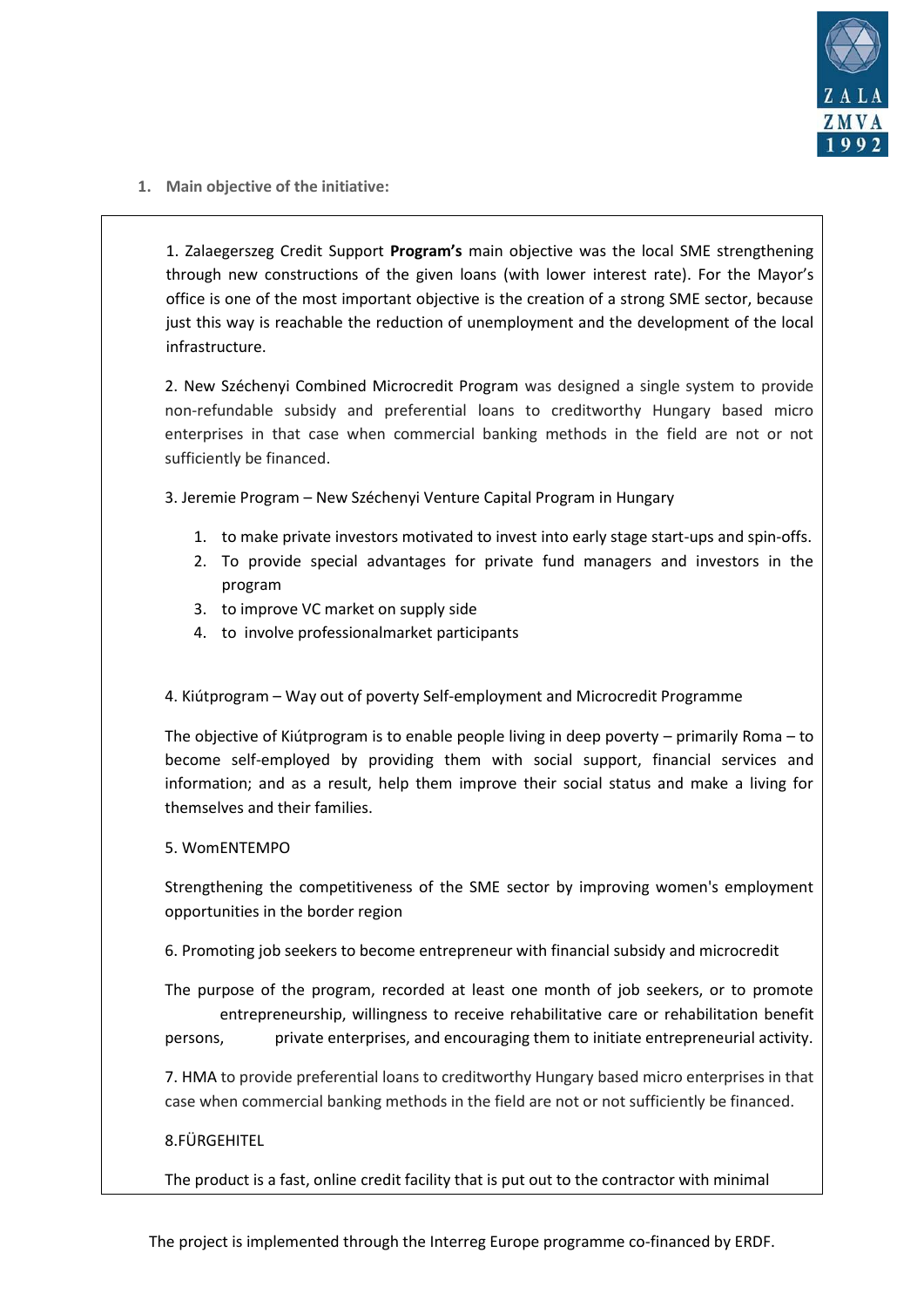1. **Main objective of the initiative:**

1. Zalaegerszeg Credit Support **Program's** main objective was the local SME strengthening through new constructions of the given loans (with lower interest rate). For the Mayor's office is one of the most important objective is the creation of a strong SME sector, because just this way is reachable the reduction of unemployment and the development of the local infrastructure.

2. New Széchenyi Combined Microcredit Program was designed a single system to provide non-refundable subsidy and preferential loans to creditworthy Hungary based micro enterprises in that case when commercial banking methods in the field are not or not sufficiently be financed.

3. Jeremie Program – New Széchenyi Venture Capital Program in Hungary

1. to make private investors motivated to invest into early stage start-ups and spin-offs.
2. To provide special advantages for private fund managers and investors in the program
3. to improve VC market on supply side
4. to involve professionalmarket participants

4. Kiútprogram – Way out of poverty Self-employment and Microcredit Programme

The objective of Kiútprogram is to enable people living in deep poverty – primarily Roma – to become self-employed by providing them with social support, financial services and information; and as a result, help them improve their social status and make a living for themselves and their families.

5. WomENTEMPO

Strengthening the competitiveness of the SME sector by improving women's employment opportunities in the border region

6. Promoting job seekers to become entrepreneur with financial subsidy and microcredit

The purpose of the program, recorded at least one month of job seekers, or to promote entrepreneurship, willingness to receive rehabilitative care or rehabilitation benefit persons, private enterprises, and encouraging them to initiate entrepreneurial activity.

7. HMA to provide preferential loans to creditworthy Hungary based micro enterprises in that case when commercial banking methods in the field are not or not sufficiently be financed.

8.FÜRGEHITEL

The product is a fast, online credit facility that is put out to the contractor with minimal

The project is implemented through the Interreg Europe programme co-financed by ERDF.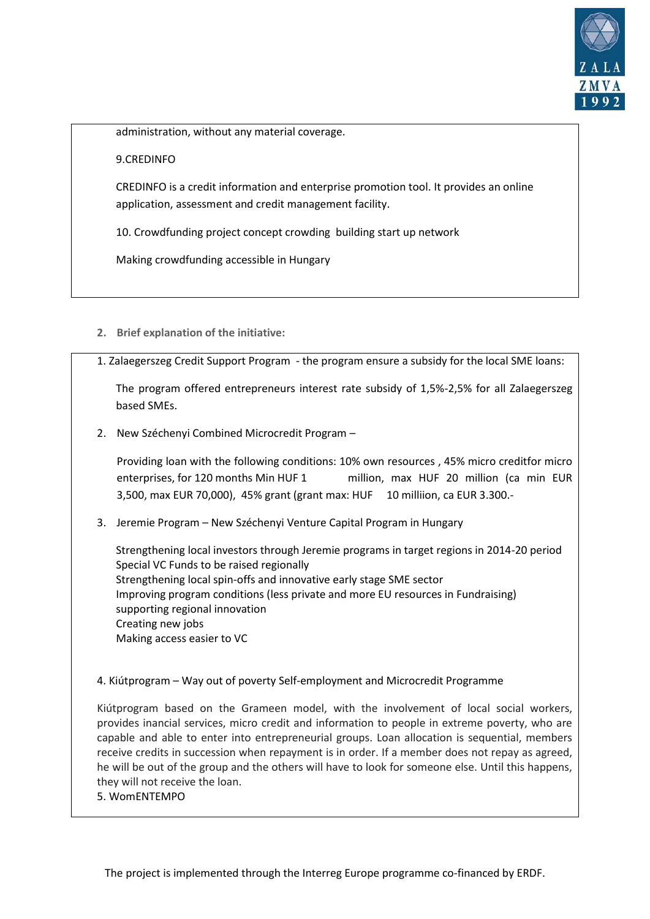administration, without any material coverage.

9.CREDINFO

CREDINFO is a credit information and enterprise promotion tool. It provides an online application, assessment and credit management facility.

10. Crowdfunding project concept crowding building start up network

Making crowdfunding accessible in Hungary

## 2. Brief explanation of the initiative:

1. Zalaegerszeg Credit Support Program - the program ensure a subsidy for the local SME loans:

   The program offered entrepreneurs interest rate subsidy of 1,5%-2,5% for all Zalaegerszeg based SMEs.

2. New Széchenyi Combined Microcredit Program –

   Providing loan with the following conditions: 10% own resources , 45% micro creditfor micro enterprises, for 120 months Min HUF 1 million, max HUF 20 million (ca min EUR 3,500, max EUR 70,000), 45% grant (grant max: HUF 10 milliion, ca EUR 3.300.-

3. Jeremie Program – New Széchenyi Venture Capital Program in Hungary

   Strengthening local investors through Jeremie programs in target regions in 2014-20 period
   Special VC Funds to be raised regionally
   Strengthening local spin-offs and innovative early stage SME sector
   Improving program conditions (less private and more EU resources in Fundraising)
   supporting regional innovation
   Creating new jobs
   Making access easier to VC

4. Kiútprogram – Way out of poverty Self-employment and Microcredit Programme

Kiútprogram based on the Grameen model, with the involvement of local social workers, provides inancial services, micro credit and information to people in extreme poverty, who are capable and able to enter into entrepreneurial groups. Loan allocation is sequential, members receive credits in succession when repayment is in order. If a member does not repay as agreed, he will be out of the group and the others will have to look for someone else. Until this happens, they will not receive the loan.

5. WomENTEMPO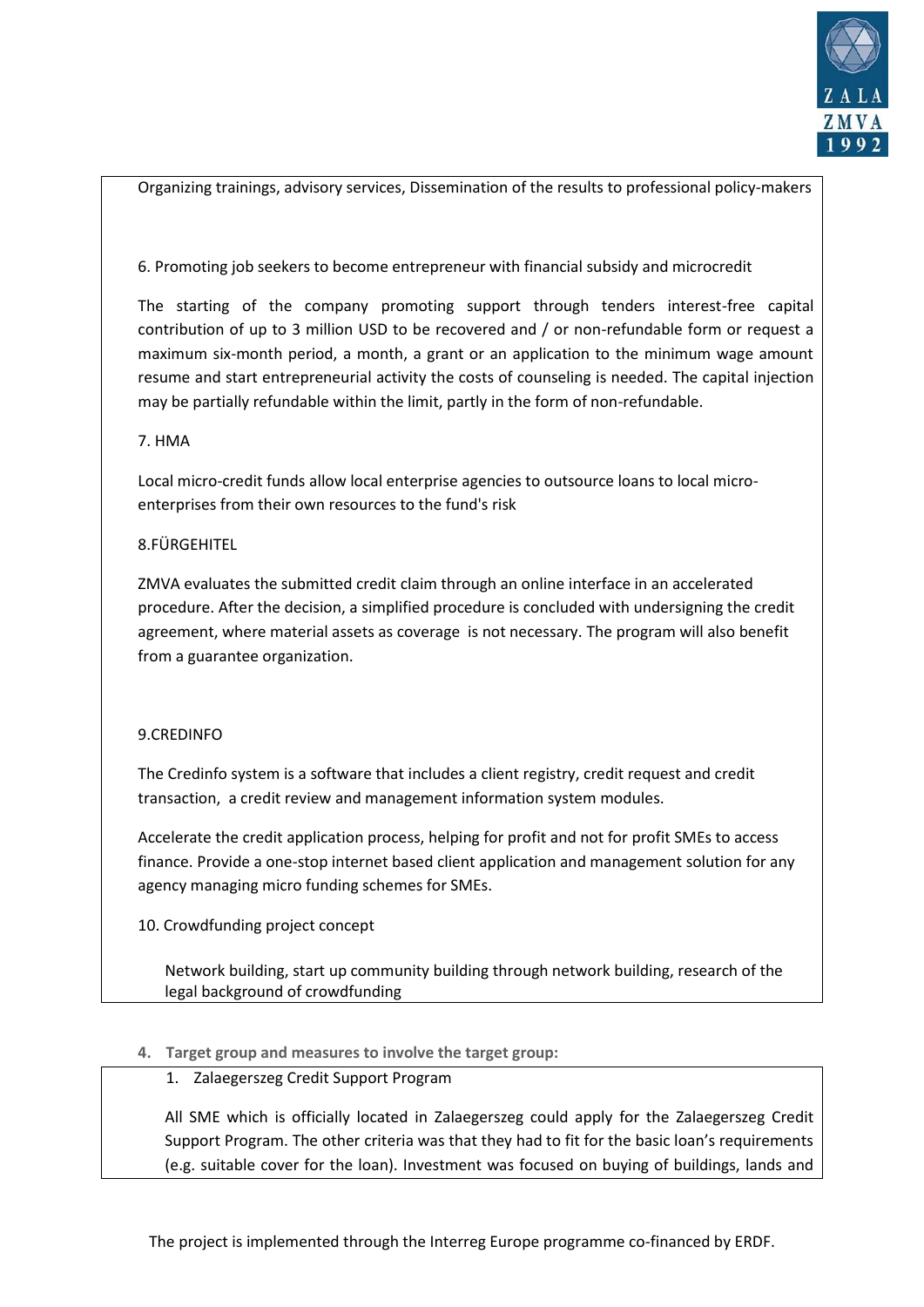Organizing trainings, advisory services, Dissemination of the results to professional policy-makers

6. Promoting job seekers to become entrepreneur with financial subsidy and microcredit

The starting of the company promoting support through tenders interest-free capital contribution of up to 3 million USD to be recovered and / or non-refundable form or request a maximum six-month period, a month, a grant or an application to the minimum wage amount resume and start entrepreneurial activity the costs of counseling is needed. The capital injection may be partially refundable within the limit, partly in the form of non-refundable.

7. HMA

Local micro-credit funds allow local enterprise agencies to outsource loans to local micro-enterprises from their own resources to the fund's risk

8.FÜRGEHITEL

ZMVA evaluates the submitted credit claim through an online interface in an accelerated procedure. After the decision, a simplified procedure is concluded with undersigning the credit agreement, where material assets as coverage is not necessary. The program will also benefit from a guarantee organization.

9.CREDINFO

The Credinfo system is a software that includes a client registry, credit request and credit transaction, a credit review and management information system modules.

Accelerate the credit application process, helping for profit and not for profit SMEs to access finance. Provide a one-stop internet based client application and management solution for any agency managing micro funding schemes for SMEs.

10. Crowdfunding project concept

Network building, start up community building through network building, research of the legal background of crowdfunding

**4. Target group and measures to involve the target group:**

1. Zalaegerszeg Credit Support Program

All SME which is officially located in Zalaegerszeg could apply for the Zalaegerszeg Credit Support Program. The other criteria was that they had to fit for the basic loan's requirements (e.g. suitable cover for the loan). Investment was focused on buying of buildings, lands and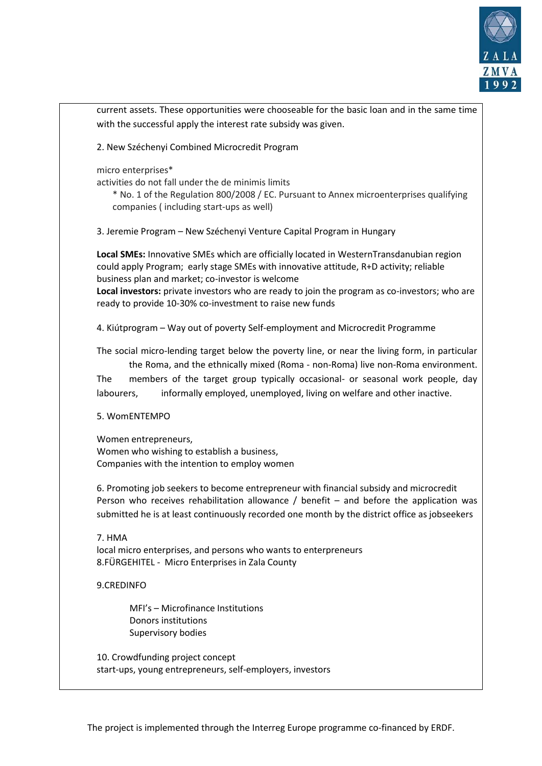current assets. These opportunities were chooseable for the basic loan and in the same time with the successful apply the interest rate subsidy was given.

2. New Széchenyi Combined Microcredit Program

micro enterprises*
activities do not fall under the de minimis limits

\* No. 1 of the Regulation 800/2008 / EC. Pursuant to Annex microenterprises qualifying companies ( including start-ups as well)

3. Jeremie Program – New Széchenyi Venture Capital Program in Hungary

**Local SMEs:** Innovative SMEs which are officially located in WesternTransdanubian region could apply Program; early stage SMEs with innovative attitude, R+D activity; reliable business plan and market; co-investor is welcome
**Local investors:** private investors who are ready to join the program as co-investors; who are ready to provide 10-30% co-investment to raise new funds

4. Kiútprogram – Way out of poverty Self-employment and Microcredit Programme

The social micro-lending target below the poverty line, or near the living form, in particular the Roma, and the ethnically mixed (Roma - non-Roma) live non-Roma environment. The members of the target group typically occasional- or seasonal work people, day labourers, informally employed, unemployed, living on welfare and other inactive.

5. WomENTEMPO

Women entrepreneurs,
Women who wishing to establish a business,
Companies with the intention to employ women

6. Promoting job seekers to become entrepreneur with financial subsidy and microcredit
Person who receives rehabilitation allowance / benefit – and before the application was submitted he is at least continuously recorded one month by the district office as jobseekers

7. HMA
local micro enterprises, and persons who wants to enterpreneurs
8.FÜRGEHITEL - Micro Enterprises in Zala County

9.CREDINFO

MFI's – Microfinance Institutions
Donors institutions
Supervisory bodies

10. Crowdfunding project concept
start-ups, young entrepreneurs, self-employers, investors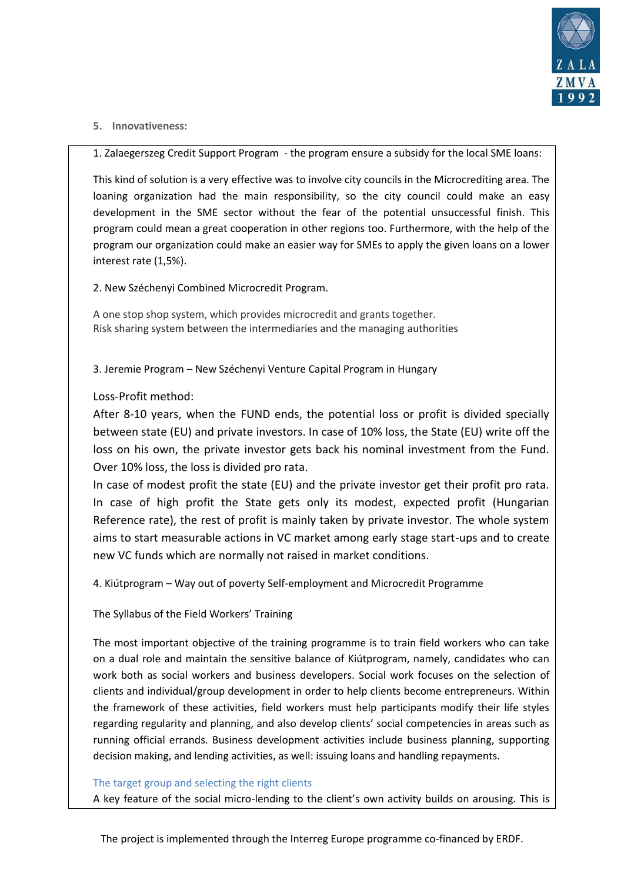## 5. Innovativeness:

1. Zalaegerszeg Credit Support Program - the program ensure a subsidy for the local SME loans:

This kind of solution is a very effective was to involve city councils in the Microcrediting area. The loaning organization had the main responsibility, so the city council could make an easy development in the SME sector without the fear of the potential unsuccessful finish. This program could mean a great cooperation in other regions too. Furthermore, with the help of the program our organization could make an easier way for SMEs to apply the given loans on a lower interest rate (1,5%).

2. New Széchenyi Combined Microcredit Program.

A one stop shop system, which provides microcredit and grants together.
Risk sharing system between the intermediaries and the managing authorities

3. Jeremie Program – New Széchenyi Venture Capital Program in Hungary

Loss-Profit method:
After 8-10 years, when the FUND ends, the potential loss or profit is divided specially between state (EU) and private investors. In case of 10% loss, the State (EU) write off the loss on his own, the private investor gets back his nominal investment from the Fund. Over 10% loss, the loss is divided pro rata.
In case of modest profit the state (EU) and the private investor get their profit pro rata. In case of high profit the State gets only its modest, expected profit (Hungarian Reference rate), the rest of profit is mainly taken by private investor. The whole system aims to start measurable actions in VC market among early stage start-ups and to create new VC funds which are normally not raised in market conditions.

4. Kiútprogram – Way out of poverty Self-employment and Microcredit Programme

The Syllabus of the Field Workers' Training

The most important objective of the training programme is to train field workers who can take on a dual role and maintain the sensitive balance of Kiútprogram, namely, candidates who can work both as social workers and business developers. Social work focuses on the selection of clients and individual/group development in order to help clients become entrepreneurs. Within the framework of these activities, field workers must help participants modify their life styles regarding regularity and planning, and also develop clients' social competencies in areas such as running official errands. Business development activities include business planning, supporting decision making, and lending activities, as well: issuing loans and handling repayments.

The target group and selecting the right clients

A key feature of the social micro-lending to the client's own activity builds on arousing. This is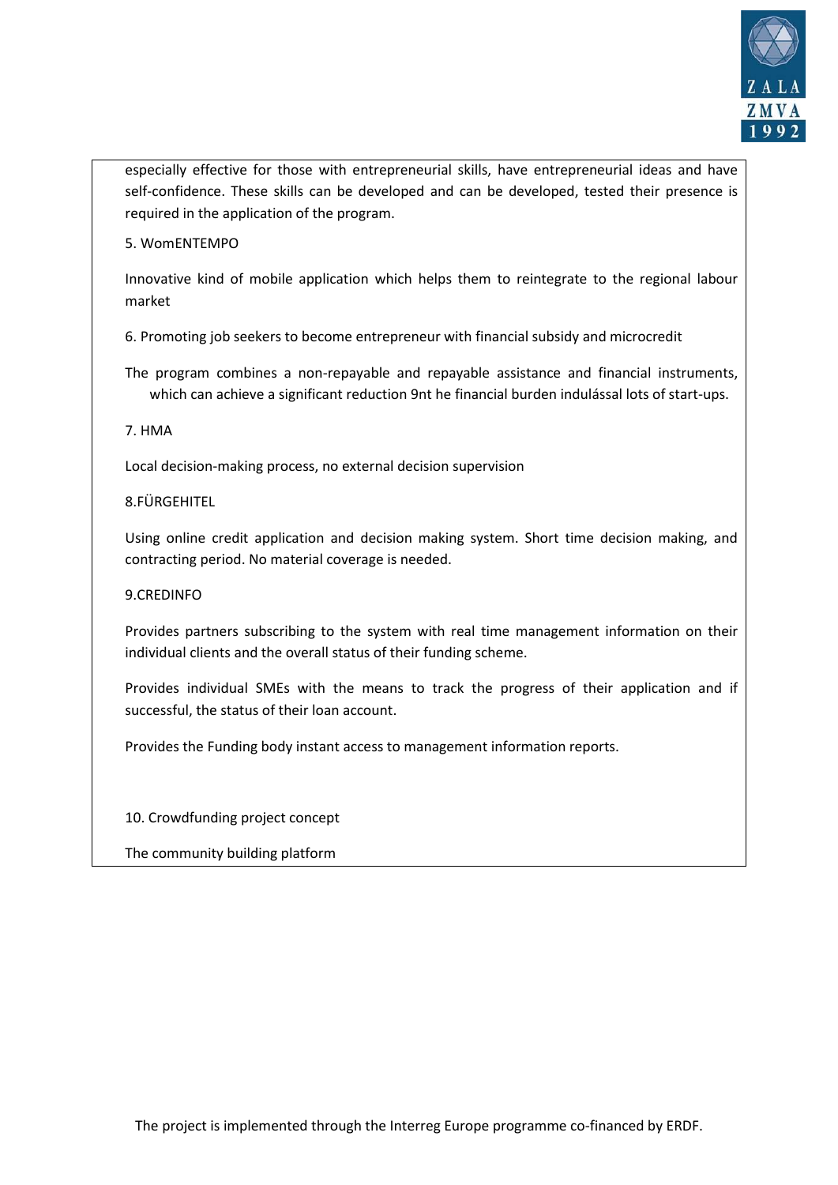especially effective for those with entrepreneurial skills, have entrepreneurial ideas and have self-confidence. These skills can be developed and can be developed, tested their presence is required in the application of the program.

5. WomENTEMPO

Innovative kind of mobile application which helps them to reintegrate to the regional labour market

6. Promoting job seekers to become entrepreneur with financial subsidy and microcredit

The program combines a non-repayable and repayable assistance and financial instruments, which can achieve a significant reduction 9nt he financial burden indulással lots of start-ups.

7. HMA

Local decision-making process, no external decision supervision

8.FÜRGEHITEL

Using online credit application and decision making system. Short time decision making, and contracting period. No material coverage is needed.

9.CREDINFO

Provides partners subscribing to the system with real time management information on their individual clients and the overall status of their funding scheme.

Provides individual SMEs with the means to track the progress of their application and if successful, the status of their loan account.

Provides the Funding body instant access to management information reports.

10. Crowdfunding project concept

The community building platform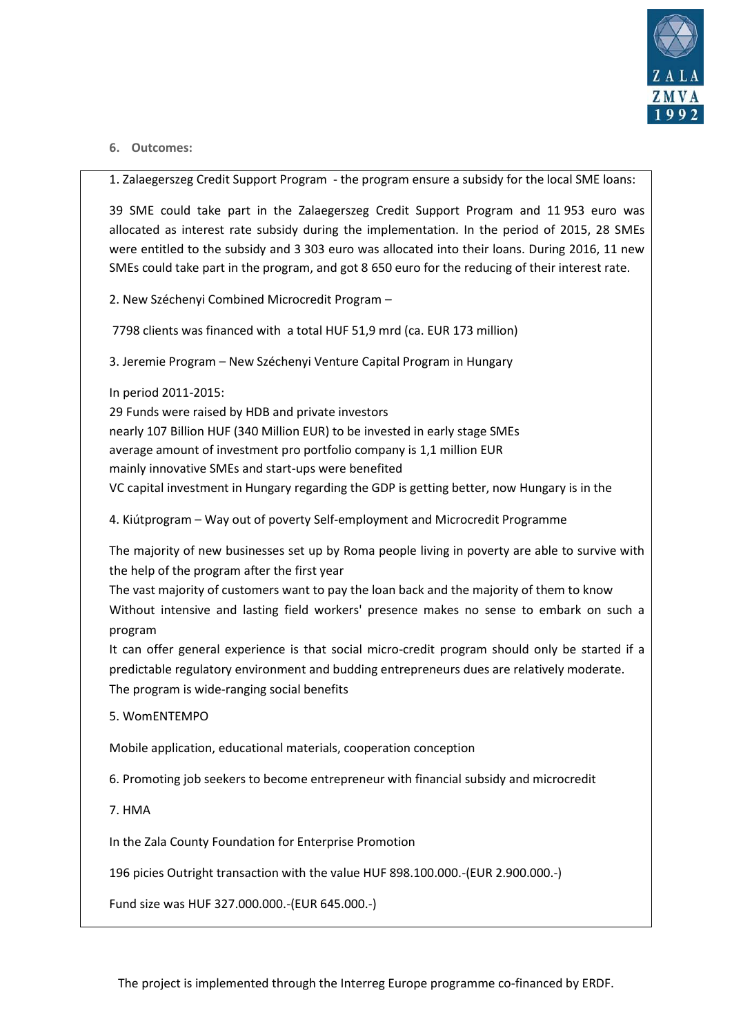## 6. Outcomes:

1. Zalaegerszeg Credit Support Program - the program ensure a subsidy for the local SME loans:

39 SME could take part in the Zalaegerszeg Credit Support Program and 11 953 euro was allocated as interest rate subsidy during the implementation. In the period of 2015, 28 SMEs were entitled to the subsidy and 3 303 euro was allocated into their loans. During 2016, 11 new SMEs could take part in the program, and got 8 650 euro for the reducing of their interest rate.

2. New Széchenyi Combined Microcredit Program –

7798 clients was financed with a total HUF 51,9 mrd (ca. EUR 173 million)

3. Jeremie Program – New Széchenyi Venture Capital Program in Hungary

In period 2011-2015:
29 Funds were raised by HDB and private investors
nearly 107 Billion HUF (340 Million EUR) to be invested in early stage SMEs
average amount of investment pro portfolio company is 1,1 million EUR
mainly innovative SMEs and start-ups were benefited
VC capital investment in Hungary regarding the GDP is getting better, now Hungary is in the

4. Kiútprogram – Way out of poverty Self-employment and Microcredit Programme

The majority of new businesses set up by Roma people living in poverty are able to survive with the help of the program after the first year
The vast majority of customers want to pay the loan back and the majority of them to know
Without intensive and lasting field workers' presence makes no sense to embark on such a program
It can offer general experience is that social micro-credit program should only be started if a predictable regulatory environment and budding entrepreneurs dues are relatively moderate.
The program is wide-ranging social benefits

5. WomENTEMPO

Mobile application, educational materials, cooperation conception

6. Promoting job seekers to become entrepreneur with financial subsidy and microcredit

7. HMA

In the Zala County Foundation for Enterprise Promotion

196 picies Outright transaction with the value HUF 898.100.000.-(EUR 2.900.000.-)

Fund size was HUF 327.000.000.-(EUR 645.000.-)

The project is implemented through the Interreg Europe programme co-financed by ERDF.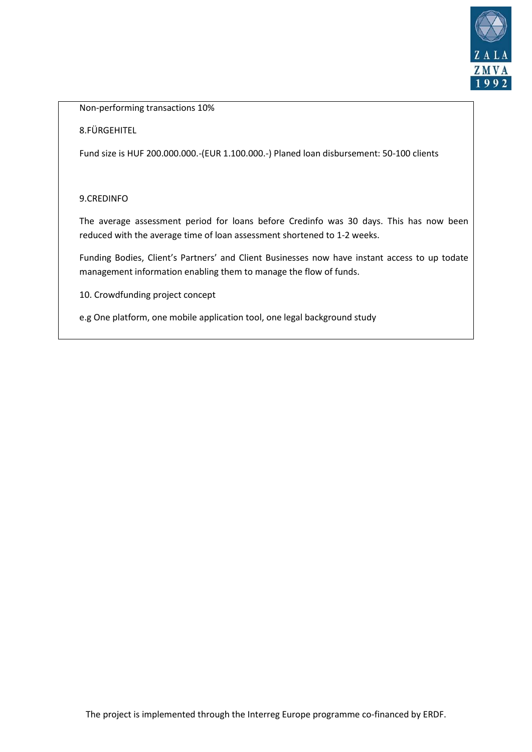Non-performing transactions 10%

8.FÜRGEHITEL

Fund size is HUF 200.000.000.-(EUR 1.100.000.-) Planed loan disbursement: 50-100 clients

9.CREDINFO

The average assessment period for loans before Credinfo was 30 days. This has now been reduced with the average time of loan assessment shortened to 1-2 weeks.

Funding Bodies, Client's Partners' and Client Businesses now have instant access to up todate management information enabling them to manage the flow of funds.

10. Crowdfunding project concept

e.g One platform, one mobile application tool, one legal background study